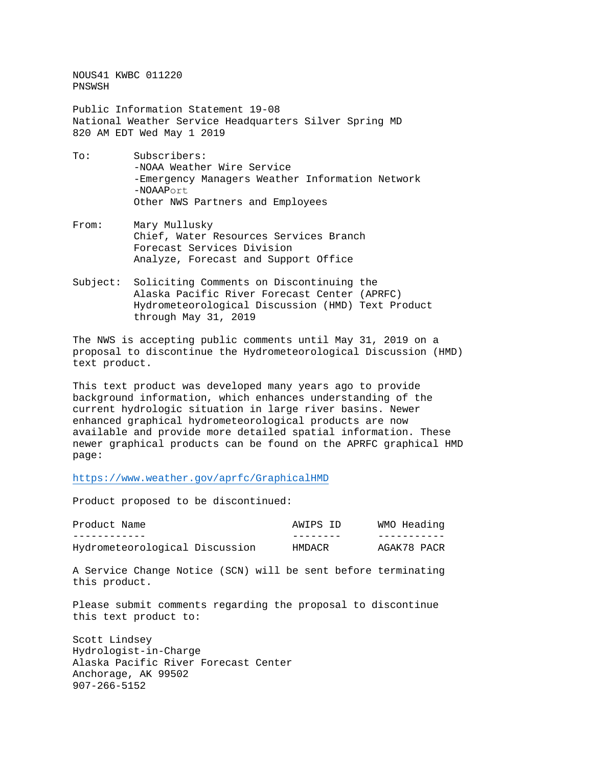NOUS41 KWBC 011220
PNSWSH

Public Information Statement 19-08
National Weather Service Headquarters Silver Spring MD
820 AM EDT Wed May 1 2019

To: Subscribers:
-NOAA Weather Wire Service
-Emergency Managers Weather Information Network
-NOAAPort
Other NWS Partners and Employees

From: Mary Mullusky
Chief, Water Resources Services Branch
Forecast Services Division
Analyze, Forecast and Support Office

Subject: Soliciting Comments on Discontinuing the
Alaska Pacific River Forecast Center (APRFC)
Hydrometeorological Discussion (HMD) Text Product
through May 31, 2019

The NWS is accepting public comments until May 31, 2019 on a proposal to discontinue the Hydrometeorological Discussion (HMD) text product.

This text product was developed many years ago to provide background information, which enhances understanding of the current hydrologic situation in large river basins. Newer enhanced graphical hydrometeorological products are now available and provide more detailed spatial information. These newer graphical products can be found on the APRFC graphical HMD page:

https://www.weather.gov/aprfc/GraphicalHMD

Product proposed to be discontinued:

| Product Name | AWIPS ID | WMO Heading |
|---|---|---|
| Hydrometeorological Discussion | HMDACR | AGAK78 PACR |

A Service Change Notice (SCN) will be sent before terminating this product.

Please submit comments regarding the proposal to discontinue this text product to:

Scott Lindsey
Hydrologist-in-Charge
Alaska Pacific River Forecast Center
Anchorage, AK 99502
907-266-5152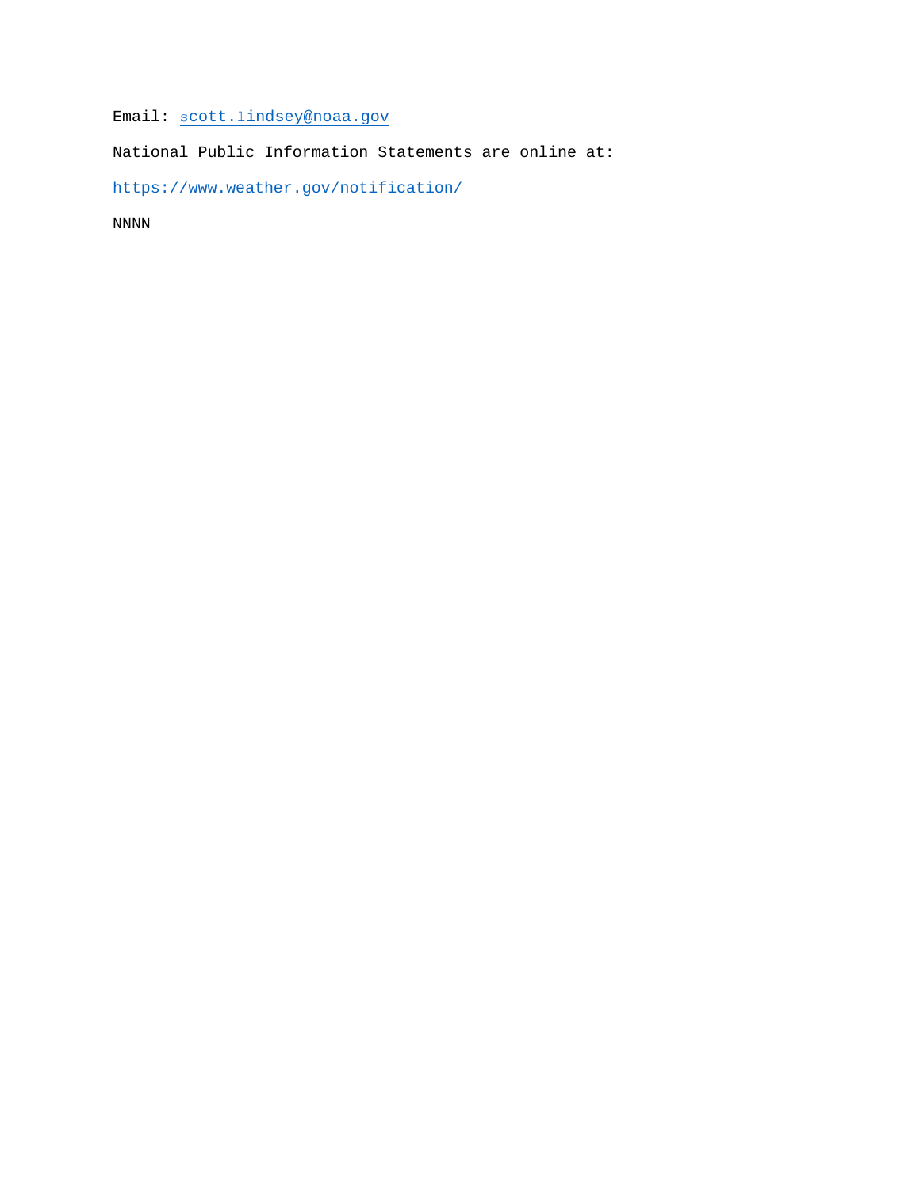Email: scott.lindsey@noaa.gov

National Public Information Statements are online at:

https://www.weather.gov/notification/

NNNN